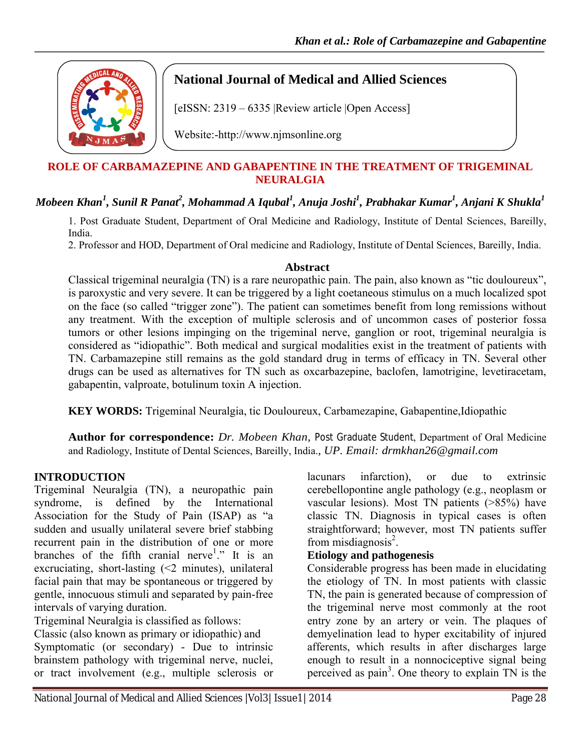**National Journal of Medical and Allied Sciences**

[eISSN: 2319 – 6335 |Review article |Open Access]

Website:-http://www.njmsonline.org

# ROLE OF CARBAMAZEPINE AND GABAPENTINE IN THE TREATMENT OF TRIGEMINAL NEURALGIA

***Mobeen Khan[1], Sunil R Panat[2], Mohammad A Iqubal[1], Anuja Joshi[1], Prabhakar Kumar[1], Anjani K Shukla[1]***

1. Post Graduate Student, Department of Oral Medicine and Radiology, Institute of Dental Sciences, Bareilly, India.
2. Professor and HOD, Department of Oral medicine and Radiology, Institute of Dental Sciences, Bareilly, India.

## Abstract

Classical trigeminal neuralgia (TN) is a rare neuropathic pain. The pain, also known as "tic douloureux", is paroxystic and very severe. It can be triggered by a light coetaneous stimulus on a much localized spot on the face (so called "trigger zone"). The patient can sometimes benefit from long remissions without any treatment. With the exception of multiple sclerosis and of uncommon cases of posterior fossa tumors or other lesions impinging on the trigeminal nerve, ganglion or root, trigeminal neuralgia is considered as "idiopathic". Both medical and surgical modalities exist in the treatment of patients with TN. Carbamazepine still remains as the gold standard drug in terms of efficacy in TN. Several other drugs can be used as alternatives for TN such as oxcarbazepine, baclofen, lamotrigine, levetiracetam, gabapentin, valproate, botulinum toxin A injection.

**KEY WORDS:** Trigeminal Neuralgia, tic Douloureux, Carbamezapine, Gabapentine,Idiopathic

**Author for correspondence:** *Dr. Mobeen Khan,* Post Graduate Student, Department of Oral Medicine and Radiology, Institute of Dental Sciences, Bareilly, India., *UP. Email: drmkhan26@gmail.com*

## INTRODUCTION

Trigeminal Neuralgia (TN), a neuropathic pain syndrome, is defined by the International Association for the Study of Pain (ISAP) as "a sudden and usually unilateral severe brief stabbing recurrent pain in the distribution of one or more branches of the fifth cranial nerve[1]." It is an excruciating, short-lasting (<2 minutes), unilateral facial pain that may be spontaneous or triggered by gentle, innocuous stimuli and separated by pain-free intervals of varying duration.

Trigeminal Neuralgia is classified as follows:

Classic (also known as primary or idiopathic) and

Symptomatic (or secondary) - Due to intrinsic brainstem pathology with trigeminal nerve, nuclei, or tract involvement (e.g., multiple sclerosis or lacunars infarction), or due to extrinsic cerebellopontine angle pathology (e.g., neoplasm or vascular lesions). Most TN patients (>85%) have classic TN. Diagnosis in typical cases is often straightforward; however, most TN patients suffer from misdiagnosis[2].

**Etiology and pathogenesis**

Considerable progress has been made in elucidating the etiology of TN. In most patients with classic TN, the pain is generated because of compression of the trigeminal nerve most commonly at the root entry zone by an artery or vein. The plaques of demyelination lead to hyper excitability of injured afferents, which results in after discharges large enough to result in a nonnociceptive signal being perceived as pain[3]. One theory to explain TN is the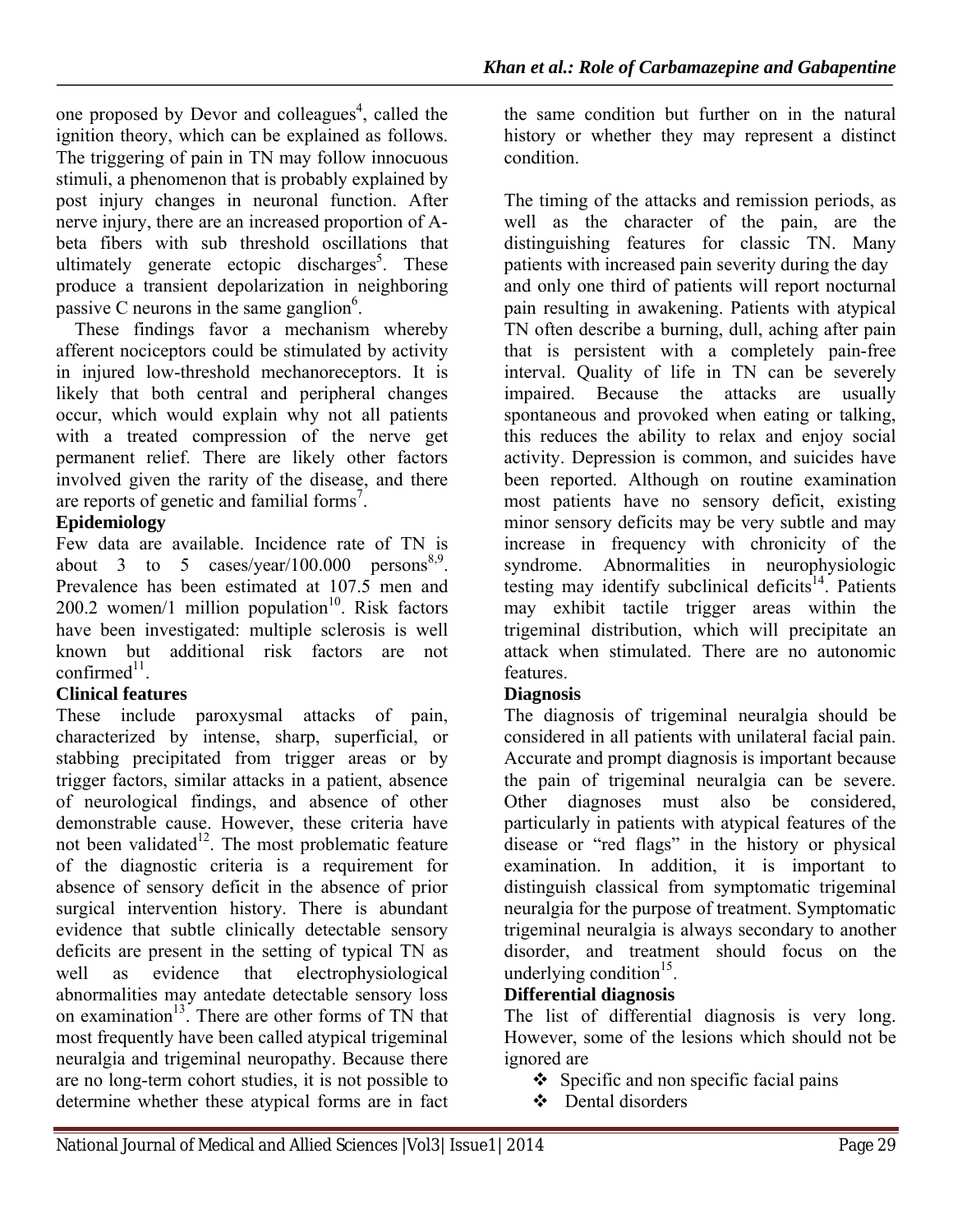one proposed by Devor and colleagues[4], called the ignition theory, which can be explained as follows. The triggering of pain in TN may follow innocuous stimuli, a phenomenon that is probably explained by post injury changes in neuronal function. After nerve injury, there are an increased proportion of A-beta fibers with sub threshold oscillations that ultimately generate ectopic discharges[5]. These produce a transient depolarization in neighboring passive C neurons in the same ganglion[6].

These findings favor a mechanism whereby afferent nociceptors could be stimulated by activity in injured low-threshold mechanoreceptors. It is likely that both central and peripheral changes occur, which would explain why not all patients with a treated compression of the nerve get permanent relief. There are likely other factors involved given the rarity of the disease, and there are reports of genetic and familial forms[7].

## Epidemiology

Few data are available. Incidence rate of TN is about 3 to 5 cases/year/100.000 persons[8,9]. Prevalence has been estimated at 107.5 men and 200.2 women/1 million population[10]. Risk factors have been investigated: multiple sclerosis is well known but additional risk factors are not confirmed[11].

## Clinical features

These include paroxysmal attacks of pain, characterized by intense, sharp, superficial, or stabbing precipitated from trigger areas or by trigger factors, similar attacks in a patient, absence of neurological findings, and absence of other demonstrable cause. However, these criteria have not been validated[12]. The most problematic feature of the diagnostic criteria is a requirement for absence of sensory deficit in the absence of prior surgical intervention history. There is abundant evidence that subtle clinically detectable sensory deficits are present in the setting of typical TN as well as evidence that electrophysiological abnormalities may antedate detectable sensory loss on examination[13]. There are other forms of TN that most frequently have been called atypical trigeminal neuralgia and trigeminal neuropathy. Because there are no long-term cohort studies, it is not possible to determine whether these atypical forms are in fact the same condition but further on in the natural history or whether they may represent a distinct condition.

The timing of the attacks and remission periods, as well as the character of the pain, are the distinguishing features for classic TN. Many patients with increased pain severity during the day and only one third of patients will report nocturnal pain resulting in awakening. Patients with atypical TN often describe a burning, dull, aching after pain that is persistent with a completely pain-free interval. Quality of life in TN can be severely impaired. Because the attacks are usually spontaneous and provoked when eating or talking, this reduces the ability to relax and enjoy social activity. Depression is common, and suicides have been reported. Although on routine examination most patients have no sensory deficit, existing minor sensory deficits may be very subtle and may increase in frequency with chronicity of the syndrome. Abnormalities in neurophysiologic testing may identify subclinical deficits[14]. Patients may exhibit tactile trigger areas within the trigeminal distribution, which will precipitate an attack when stimulated. There are no autonomic features.

## Diagnosis

The diagnosis of trigeminal neuralgia should be considered in all patients with unilateral facial pain. Accurate and prompt diagnosis is important because the pain of trigeminal neuralgia can be severe. Other diagnoses must also be considered, particularly in patients with atypical features of the disease or "red flags" in the history or physical examination. In addition, it is important to distinguish classical from symptomatic trigeminal neuralgia for the purpose of treatment. Symptomatic trigeminal neuralgia is always secondary to another disorder, and treatment should focus on the underlying condition[15].

## Differential diagnosis

The list of differential diagnosis is very long. However, some of the lesions which should not be ignored are

- Specific and non specific facial pains
- Dental disorders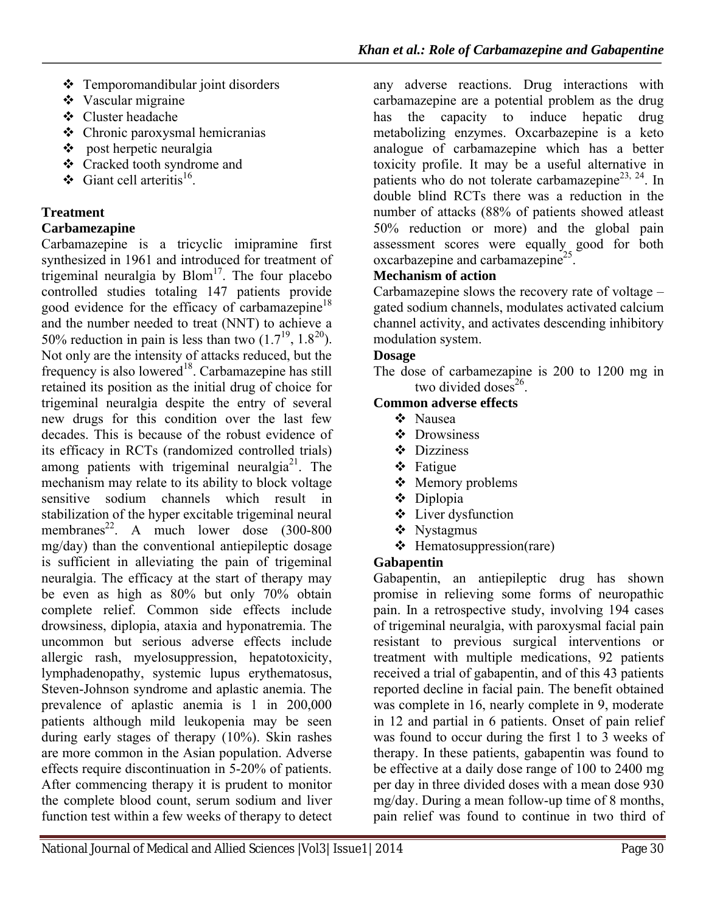- Temporomandibular joint disorders
- Vascular migraine
- Cluster headache
- Chronic paroxysmal hemicranias
- post herpetic neuralgia
- Cracked tooth syndrome and
- Giant cell arteritis[16].

## Treatment

### Carbamezapine

Carbamazepine is a tricyclic imipramine first synthesized in 1961 and introduced for treatment of trigeminal neuralgia by Blom[17]. The four placebo controlled studies totaling 147 patients provide good evidence for the efficacy of carbamazepine[18] and the number needed to treat (NNT) to achieve a 50% reduction in pain is less than two (1.7[19], 1.8[20]). Not only are the intensity of attacks reduced, but the frequency is also lowered[18]. Carbamazepine has still retained its position as the initial drug of choice for trigeminal neuralgia despite the entry of several new drugs for this condition over the last few decades. This is because of the robust evidence of its efficacy in RCTs (randomized controlled trials) among patients with trigeminal neuralgia[21]. The mechanism may relate to its ability to block voltage sensitive sodium channels which result in stabilization of the hyper excitable trigeminal neural membranes[22]. A much lower dose (300-800 mg/day) than the conventional antiepileptic dosage is sufficient in alleviating the pain of trigeminal neuralgia. The efficacy at the start of therapy may be even as high as 80% but only 70% obtain complete relief. Common side effects include drowsiness, diplopia, ataxia and hyponatremia. The uncommon but serious adverse effects include allergic rash, myelosuppression, hepatotoxicity, lymphadenopathy, systemic lupus erythematosus, Steven-Johnson syndrome and aplastic anemia. The prevalence of aplastic anemia is 1 in 200,000 patients although mild leukopenia may be seen during early stages of therapy (10%). Skin rashes are more common in the Asian population. Adverse effects require discontinuation in 5-20% of patients. After commencing therapy it is prudent to monitor the complete blood count, serum sodium and liver function test within a few weeks of therapy to detect any adverse reactions. Drug interactions with carbamazepine are a potential problem as the drug has the capacity to induce hepatic drug metabolizing enzymes. Oxcarbazepine is a keto analogue of carbamazepine which has a better toxicity profile. It may be a useful alternative in patients who do not tolerate carbamazepine[23, 24]. In double blind RCTs there was a reduction in the number of attacks (88% of patients showed atleast 50% reduction or more) and the global pain assessment scores were equally good for both oxcarbazepine and carbamazepine[25].

### Mechanism of action

Carbamazepine slows the recovery rate of voltage – gated sodium channels, modulates activated calcium channel activity, and activates descending inhibitory modulation system.

### Dosage

The dose of carbamezapine is 200 to 1200 mg in two divided doses[26].

### Common adverse effects

- Nausea
- Drowsiness
- Dizziness
- Fatigue
- Memory problems
- Diplopia
- Liver dysfunction
- Nystagmus
- Hematosuppression(rare)

### Gabapentin

Gabapentin, an antiepileptic drug has shown promise in relieving some forms of neuropathic pain. In a retrospective study, involving 194 cases of trigeminal neuralgia, with paroxysmal facial pain resistant to previous surgical interventions or treatment with multiple medications, 92 patients received a trial of gabapentin, and of this 43 patients reported decline in facial pain. The benefit obtained was complete in 16, nearly complete in 9, moderate in 12 and partial in 6 patients. Onset of pain relief was found to occur during the first 1 to 3 weeks of therapy. In these patients, gabapentin was found to be effective at a daily dose range of 100 to 2400 mg per day in three divided doses with a mean dose 930 mg/day. During a mean follow-up time of 8 months, pain relief was found to continue in two third of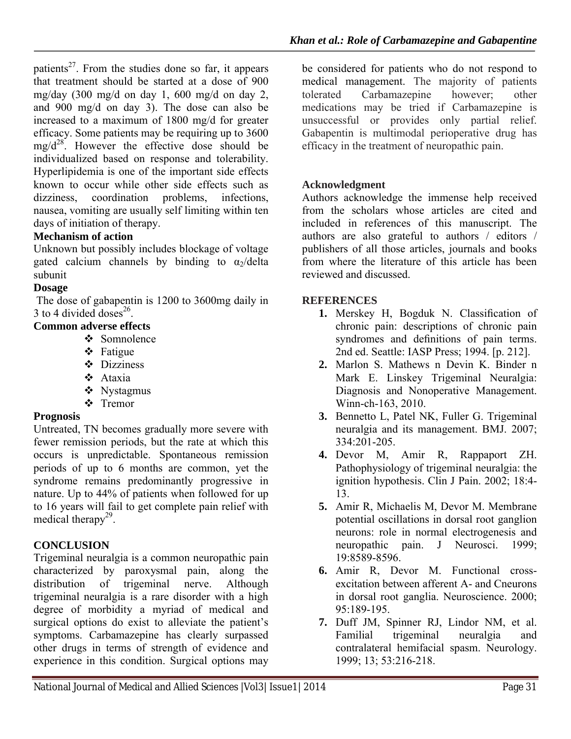patients[27]. From the studies done so far, it appears that treatment should be started at a dose of 900 mg/day (300 mg/d on day 1, 600 mg/d on day 2, and 900 mg/d on day 3). The dose can also be increased to a maximum of 1800 mg/d for greater efficacy. Some patients may be requiring up to 3600 mg/d[28]. However the effective dose should be individualized based on response and tolerability. Hyperlipidemia is one of the important side effects known to occur while other side effects such as dizziness, coordination problems, infections, nausea, vomiting are usually self limiting within ten days of initiation of therapy.

**Mechanism of action**

Unknown but possibly includes blockage of voltage gated calcium channels by binding to $\alpha_2$/delta subunit

**Dosage**

The dose of gabapentin is 1200 to 3600mg daily in 3 to 4 divided doses[26].

**Common adverse effects**

- Somnolence
- Fatigue
- Dizziness
- Ataxia
- Nystagmus
- Tremor

**Prognosis**

Untreated, TN becomes gradually more severe with fewer remission periods, but the rate at which this occurs is unpredictable. Spontaneous remission periods of up to 6 months are common, yet the syndrome remains predominantly progressive in nature. Up to 44% of patients when followed for up to 16 years will fail to get complete pain relief with medical therapy[29].

## CONCLUSION

Trigeminal neuralgia is a common neuropathic pain characterized by paroxysmal pain, along the distribution of trigeminal nerve. Although trigeminal neuralgia is a rare disorder with a high degree of morbidity a myriad of medical and surgical options do exist to alleviate the patient's symptoms. Carbamazepine has clearly surpassed other drugs in terms of strength of evidence and experience in this condition. Surgical options may be considered for patients who do not respond to medical management. The majority of patients tolerated Carbamazepine however; other medications may be tried if Carbamazepine is unsuccessful or provides only partial relief. Gabapentin is multimodal perioperative drug has efficacy in the treatment of neuropathic pain.

**Acknowledgment**

Authors acknowledge the immense help received from the scholars whose articles are cited and included in references of this manuscript. The authors are also grateful to authors / editors / publishers of all those articles, journals and books from where the literature of this article has been reviewed and discussed.

## REFERENCES

1. Merskey H, Bogduk N. Classification of chronic pain: descriptions of chronic pain syndromes and definitions of pain terms. 2nd ed. Seattle: IASP Press; 1994. [p. 212].
2. Marlon S. Mathews n Devin K. Binder n Mark E. Linskey Trigeminal Neuralgia: Diagnosis and Nonoperative Management. Winn-ch-163, 2010.
3. Bennetto L, Patel NK, Fuller G. Trigeminal neuralgia and its management. BMJ. 2007; 334:201-205.
4. Devor M, Amir R, Rappaport ZH. Pathophysiology of trigeminal neuralgia: the ignition hypothesis. Clin J Pain. 2002; 18:4-13.
5. Amir R, Michaelis M, Devor M. Membrane potential oscillations in dorsal root ganglion neurons: role in normal electrogenesis and neuropathic pain. J Neurosci. 1999; 19:8589-8596.
6. Amir R, Devor M. Functional cross-excitation between afferent A- and Cneurons in dorsal root ganglia. Neuroscience. 2000; 95:189-195.
7. Duff JM, Spinner RJ, Lindor NM, et al. Familial trigeminal neuralgia and contralateral hemifacial spasm. Neurology. 1999; 13; 53:216-218.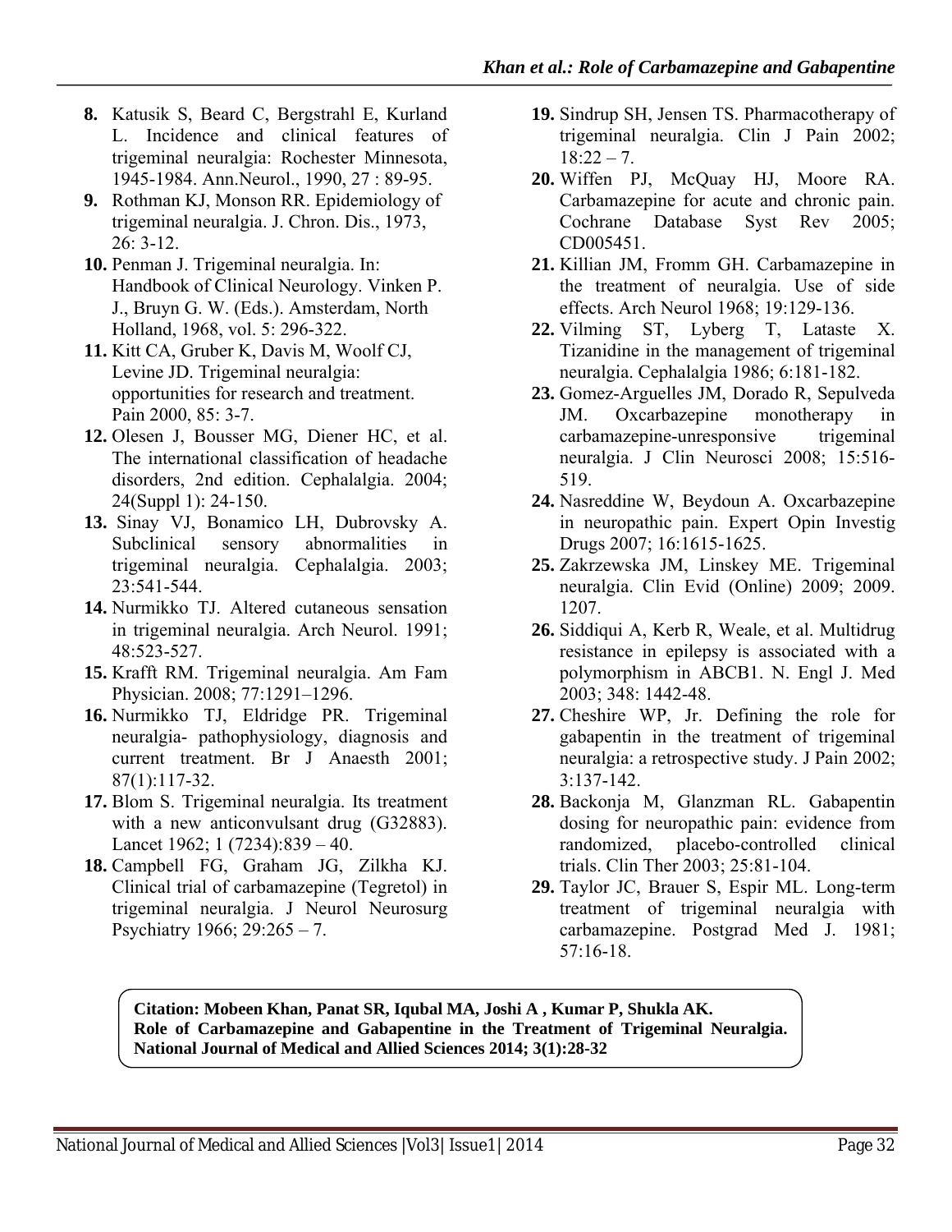8. Katusik S, Beard C, Bergstrahl E, Kurland L. Incidence and clinical features of trigeminal neuralgia: Rochester Minnesota, 1945-1984. Ann.Neurol., 1990, 27 : 89-95.
9. Rothman KJ, Monson RR. Epidemiology of trigeminal neuralgia. J. Chron. Dis., 1973, 26: 3-12.
10. Penman J. Trigeminal neuralgia. In: Handbook of Clinical Neurology. Vinken P. J., Bruyn G. W. (Eds.). Amsterdam, North Holland, 1968, vol. 5: 296-322.
11. Kitt CA, Gruber K, Davis M, Woolf CJ, Levine JD. Trigeminal neuralgia: opportunities for research and treatment. Pain 2000, 85: 3-7.
12. Olesen J, Bousser MG, Diener HC, et al. The international classification of headache disorders, 2nd edition. Cephalalgia. 2004; 24(Suppl 1): 24-150.
13. Sinay VJ, Bonamico LH, Dubrovsky A. Subclinical sensory abnormalities in trigeminal neuralgia. Cephalalgia. 2003; 23:541-544.
14. Nurmikko TJ. Altered cutaneous sensation in trigeminal neuralgia. Arch Neurol. 1991; 48:523-527.
15. Krafft RM. Trigeminal neuralgia. Am Fam Physician. 2008; 77:1291–1296.
16. Nurmikko TJ, Eldridge PR. Trigeminal neuralgia- pathophysiology, diagnosis and current treatment. Br J Anaesth 2001; 87(1):117-32.
17. Blom S. Trigeminal neuralgia. Its treatment with a new anticonvulsant drug (G32883). Lancet 1962; 1 (7234):839 – 40.
18. Campbell FG, Graham JG, Zilkha KJ. Clinical trial of carbamazepine (Tegretol) in trigeminal neuralgia. J Neurol Neurosurg Psychiatry 1966; 29:265 – 7.
19. Sindrup SH, Jensen TS. Pharmacotherapy of trigeminal neuralgia. Clin J Pain 2002; 18:22 – 7.
20. Wiffen PJ, McQuay HJ, Moore RA. Carbamazepine for acute and chronic pain. Cochrane Database Syst Rev 2005; CD005451.
21. Killian JM, Fromm GH. Carbamazepine in the treatment of neuralgia. Use of side effects. Arch Neurol 1968; 19:129-136.
22. Vilming ST, Lyberg T, Lataste X. Tizanidine in the management of trigeminal neuralgia. Cephalalgia 1986; 6:181-182.
23. Gomez-Arguelles JM, Dorado R, Sepulveda JM. Oxcarbazepine monotherapy in carbamazepine-unresponsive trigeminal neuralgia. J Clin Neurosci 2008; 15:516-519.
24. Nasreddine W, Beydoun A. Oxcarbazepine in neuropathic pain. Expert Opin Investig Drugs 2007; 16:1615-1625.
25. Zakrzewska JM, Linskey ME. Trigeminal neuralgia. Clin Evid (Online) 2009; 2009. 1207.
26. Siddiqui A, Kerb R, Weale, et al. Multidrug resistance in epilepsy is associated with a polymorphism in ABCB1. N. Engl J. Med 2003; 348: 1442-48.
27. Cheshire WP, Jr. Defining the role for gabapentin in the treatment of trigeminal neuralgia: a retrospective study. J Pain 2002; 3:137-142.
28. Backonja M, Glanzman RL. Gabapentin dosing for neuropathic pain: evidence from randomized, placebo-controlled clinical trials. Clin Ther 2003; 25:81-104.
29. Taylor JC, Brauer S, Espir ML. Long-term treatment of trigeminal neuralgia with carbamazepine. Postgrad Med J. 1981; 57:16-18.

**Citation: Mobeen Khan, Panat SR, Iqubal MA, Joshi A , Kumar P, Shukla AK. Role of Carbamazepine and Gabapentine in the Treatment of Trigeminal Neuralgia. National Journal of Medical and Allied Sciences 2014; 3(1):28-32**